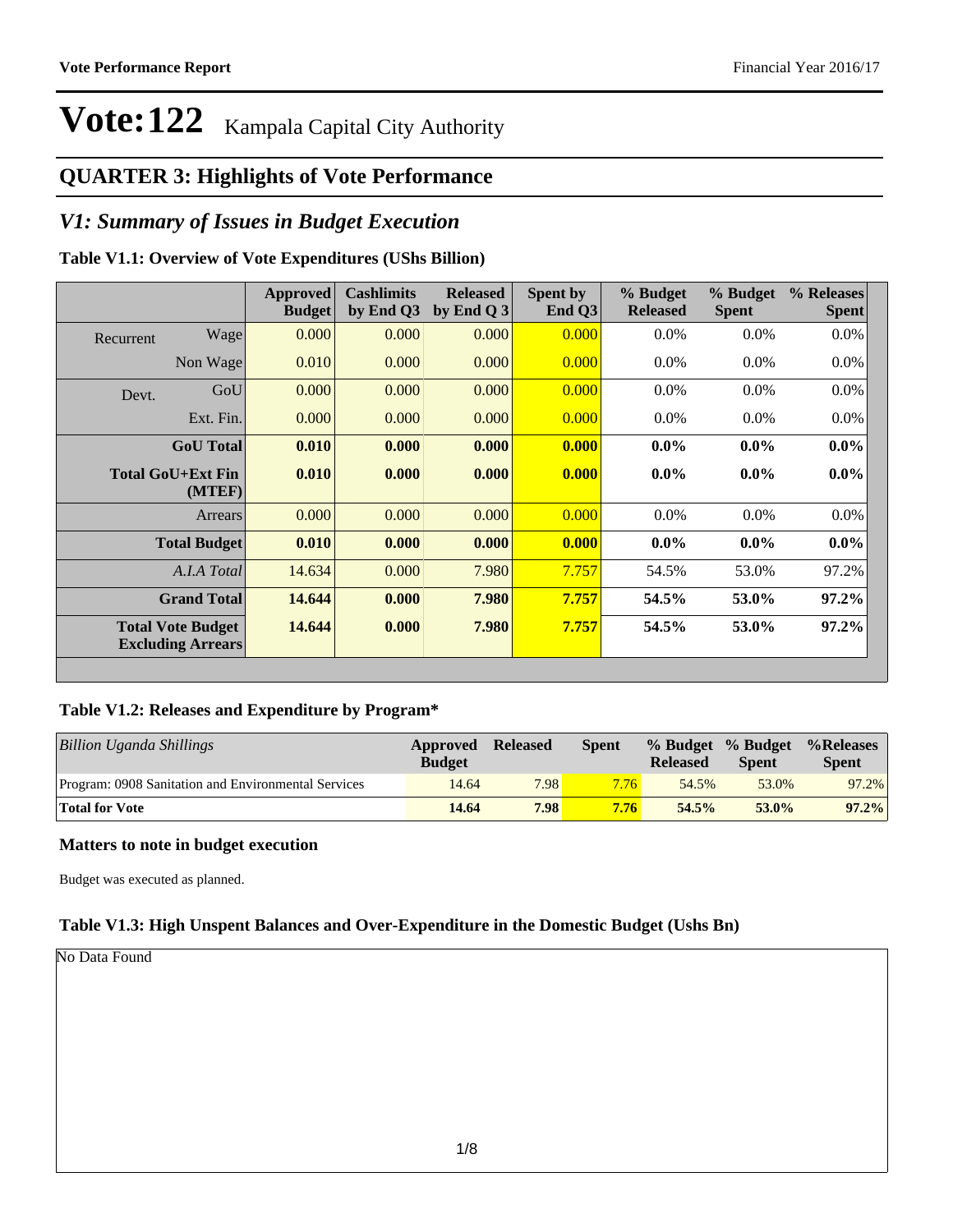# Vote:122 Kampala Capital City Authority

## QUARTER 3: Highlights of Vote Performance

## *V1: Summary of Issues in Budget Execution*

**Table V1.1: Overview of Vote Expenditures (UShs Billion)**

| | | Approved Budget | Cashlimits by End Q3 | Released by End Q 3 | Spent by End Q3 | % Budget Released | % Budget Spent | % Releases Spent |
|---|---|---|---|---|---|---|---|---|
| Recurrent | Wage | 0.000 | 0.000 | 0.000 | 0.000 | 0.0% | 0.0% | 0.0% |
| | Non Wage | 0.010 | 0.000 | 0.000 | 0.000 | 0.0% | 0.0% | 0.0% |
| Devt. | GoU | 0.000 | 0.000 | 0.000 | 0.000 | 0.0% | 0.0% | 0.0% |
| | Ext. Fin. | 0.000 | 0.000 | 0.000 | 0.000 | 0.0% | 0.0% | 0.0% |
| | **GoU Total** | **0.010** | **0.000** | **0.000** | **0.000** | **0.0%** | **0.0%** | **0.0%** |
| | **Total GoU+Ext Fin (MTEF)** | **0.010** | **0.000** | **0.000** | **0.000** | **0.0%** | **0.0%** | **0.0%** |
| | Arrears | 0.000 | 0.000 | 0.000 | 0.000 | 0.0% | 0.0% | 0.0% |
| | **Total Budget** | **0.010** | **0.000** | **0.000** | **0.000** | **0.0%** | **0.0%** | **0.0%** |
| | *A.I.A Total* | 14.634 | 0.000 | 7.980 | 7.757 | 54.5% | 53.0% | 97.2% |
| | **Grand Total** | **14.644** | **0.000** | **7.980** | **7.757** | **54.5%** | **53.0%** | **97.2%** |
| | **Total Vote Budget Excluding Arrears** | **14.644** | **0.000** | **7.980** | **7.757** | **54.5%** | **53.0%** | **97.2%** |

**Table V1.2: Releases and Expenditure by Program***

| *Billion Uganda Shillings* | Approved Budget | Released | Spent | % Budget Released | % Budget Spent | %Releases Spent |
|---|---|---|---|---|---|---|
| Program: 0908 Sanitation and Environmental Services | 14.64 | 7.98 | 7.76 | 54.5% | 53.0% | 97.2% |
| **Total for Vote** | **14.64** | **7.98** | **7.76** | **54.5%** | **53.0%** | **97.2%** |

### Matters to note in budget execution

Budget was executed as planned.

**Table V1.3: High Unspent Balances and Over-Expenditure in the Domestic Budget (Ushs Bn)**

No Data Found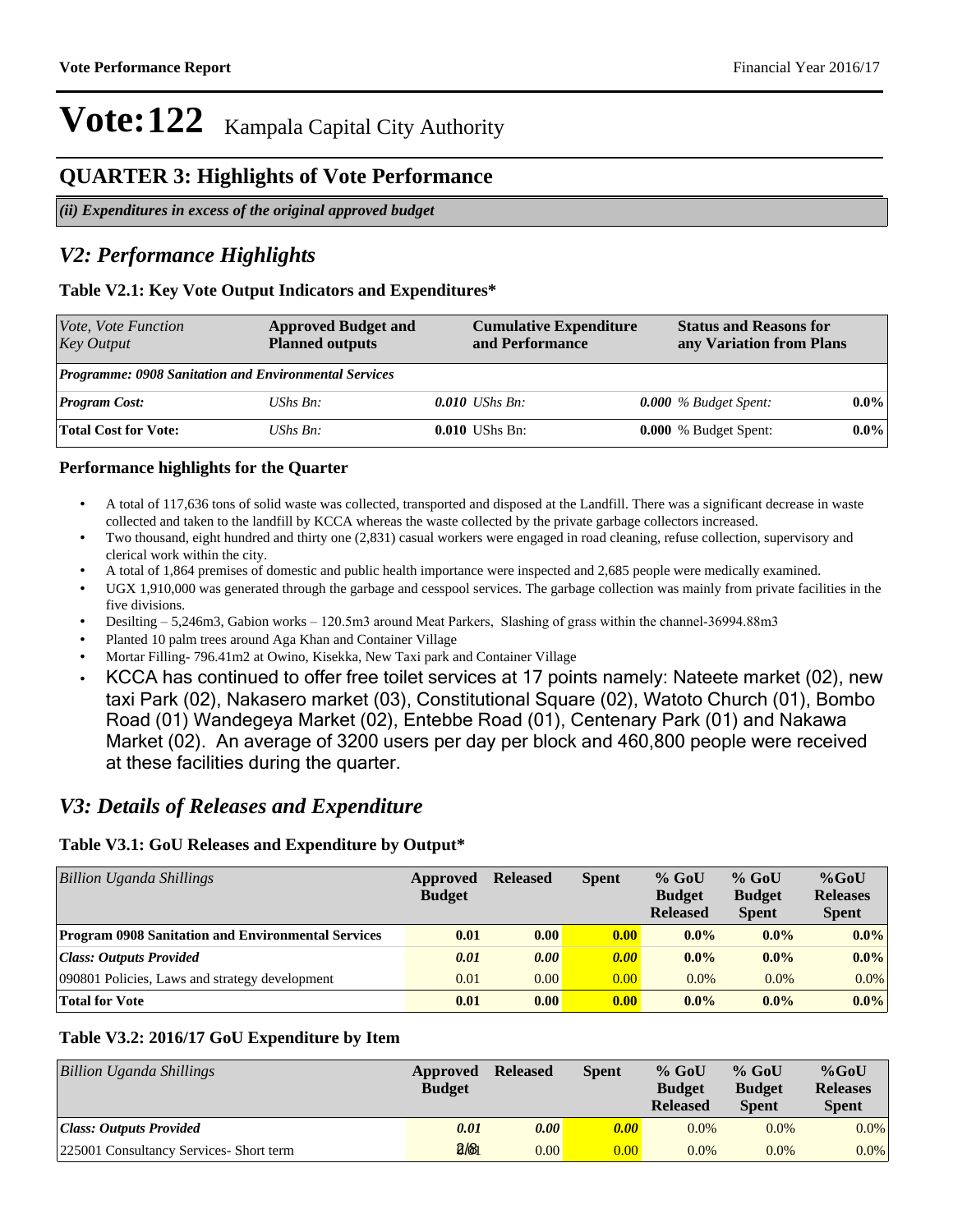# Vote:122 Kampala Capital City Authority

## QUARTER 3: Highlights of Vote Performance

*(ii) Expenditures in excess of the original approved budget*

## *V2: Performance Highlights*

### Table V2.1: Key Vote Output Indicators and Expenditures*

| *Vote, Vote Function Key Output* | **Approved Budget and Planned outputs** | **Cumulative Expenditure and Performance** | **Status and Reasons for any Variation from Plans** | |
|---|---|---|---|---|
| ***Programme: 0908 Sanitation and Environmental Services*** | | | | |
| ***Program Cost:*** | *UShs Bn:* | ***0.010*** *UShs Bn:* | ***0.000*** *% Budget Spent:* | **0.0%** |
| **Total Cost for Vote:** | *UShs Bn:* | **0.010** UShs Bn: | **0.000** % Budget Spent: | **0.0%** |

### Performance highlights for the Quarter

- A total of 117,636 tons of solid waste was collected, transported and disposed at the Landfill. There was a significant decrease in waste collected and taken to the landfill by KCCA whereas the waste collected by the private garbage collectors increased.
- Two thousand, eight hundred and thirty one (2,831) casual workers were engaged in road cleaning, refuse collection, supervisory and clerical work within the city.
- A total of 1,864 premises of domestic and public health importance were inspected and 2,685 people were medically examined.
- UGX 1,910,000 was generated through the garbage and cesspool services. The garbage collection was mainly from private facilities in the five divisions.
- Desilting – 5,246m3, Gabion works – 120.5m3 around Meat Parkers, Slashing of grass within the channel-36994.88m3
- Planted 10 palm trees around Aga Khan and Container Village
- Mortar Filling- 796.41m2 at Owino, Kisekka, New Taxi park and Container Village
- KCCA has continued to offer free toilet services at 17 points namely: Nateete market (02), new taxi Park (02), Nakasero market (03), Constitutional Square (02), Watoto Church (01), Bombo Road (01) Wandegeya Market (02), Entebbe Road (01), Centenary Park (01) and Nakawa Market (02). An average of 3200 users per day per block and 460,800 people were received at these facilities during the quarter.

## *V3: Details of Releases and Expenditure*

### Table V3.1: GoU Releases and Expenditure by Output*

| *Billion Uganda Shillings* | **Approved Budget** | **Released** | **Spent** | **% GoU Budget Released** | **% GoU Budget Spent** | **%GoU Releases Spent** |
|---|---|---|---|---|---|---|
| **Program 0908 Sanitation and Environmental Services** | **0.01** | **0.00** | **0.00** | **0.0%** | **0.0%** | **0.0%** |
| ***Class: Outputs Provided*** | ***0.01*** | ***0.00*** | ***0.00*** | **0.0%** | **0.0%** | **0.0%** |
| 090801 Policies, Laws and strategy development | 0.01 | 0.00 | 0.00 | 0.0% | 0.0% | 0.0% |
| **Total for Vote** | **0.01** | **0.00** | **0.00** | **0.0%** | **0.0%** | **0.0%** |

### Table V3.2: 2016/17 GoU Expenditure by Item

| *Billion Uganda Shillings* | **Approved Budget** | **Released** | **Spent** | **% GoU Budget Released** | **% GoU Budget Spent** | **%GoU Releases Spent** |
|---|---|---|---|---|---|---|
| ***Class: Outputs Provided*** | ***0.01*** | ***0.00*** | ***0.00*** | 0.0% | 0.0% | 0.0% |
| 225001 Consultancy Services- Short term | 0.01 | 0.00 | 0.00 | 0.0% | 0.0% | 0.0% |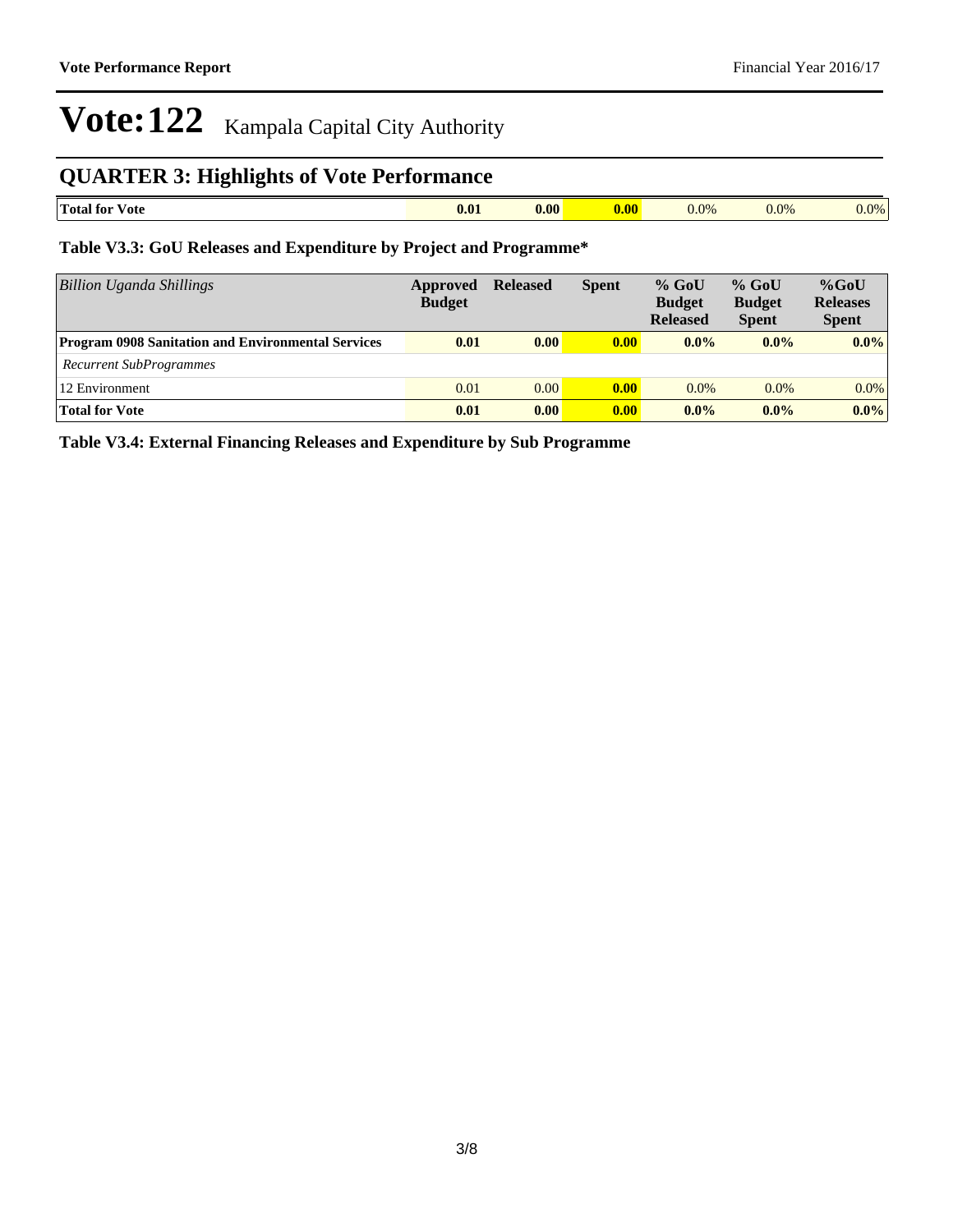# Vote:122 Kampala Capital City Authority

## QUARTER 3: Highlights of Vote Performance

| Total for Vote | 0.01 | 0.00 | 0.00 | 0.0% | 0.0% | 0.0% |
|---|---|---|---|---|---|---|

**Table V3.3: GoU Releases and Expenditure by Project and Programme***

| *Billion Uganda Shillings* | Approved Budget | Released | Spent | % GoU Budget Released | % GoU Budget Spent | %GoU Releases Spent |
|---|---|---|---|---|---|---|
| **Program 0908 Sanitation and Environmental Services** | **0.01** | **0.00** | **0.00** | **0.0%** | **0.0%** | **0.0%** |
| *Recurrent SubProgrammes* | | | | | | |
| 12 Environment | 0.01 | 0.00 | 0.00 | 0.0% | 0.0% | 0.0% |
| **Total for Vote** | **0.01** | **0.00** | **0.00** | **0.0%** | **0.0%** | **0.0%** |

**Table V3.4: External Financing Releases and Expenditure by Sub Programme**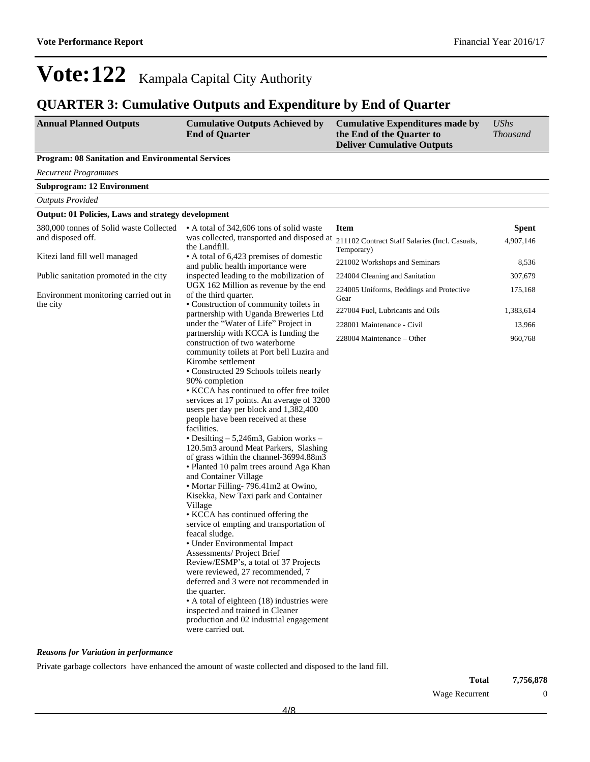# Vote:122 Kampala Capital City Authority

## QUARTER 3: Cumulative Outputs and Expenditure by End of Quarter

| Annual Planned Outputs | Cumulative Outputs Achieved by End of Quarter | Cumulative Expenditures made by the End of the Quarter to Deliver Cumulative Outputs | *UShs Thousand* |
|---|---|---|---|

**Program: 08 Sanitation and Environmental Services**

*Recurrent Programmes*

**Subprogram: 12 Environment**

*Outputs Provided*

**Output: 01 Policies, Laws and strategy development**

380,000 tonnes of Solid waste Collected and disposed off.

Kitezi land fill well managed

Public sanitation promoted in the city

Environment monitoring carried out in the city

• A total of 342,606 tons of solid waste was collected, transported and disposed at the Landfill.
• A total of 6,423 premises of domestic and public health importance were inspected leading to the mobilization of UGX 162 Million as revenue by the end of the third quarter.
• Construction of community toilets in partnership with Uganda Breweries Ltd under the "Water of Life" Project in partnership with KCCA is funding the construction of two waterborne community toilets at Port bell Luzira and Kirombe settlement
• Constructed 29 Schools toilets nearly 90% completion
• KCCA has continued to offer free toilet services at 17 points. An average of 3200 users per day per block and 1,382,400 people have been received at these facilities.
• Desilting – 5,246m3, Gabion works – 120.5m3 around Meat Parkers, Slashing of grass within the channel-36994.88m3
• Planted 10 palm trees around Aga Khan and Container Village
• Mortar Filling- 796.41m2 at Owino, Kisekka, New Taxi park and Container Village
• KCCA has continued offering the service of empting and transportation of feacal sludge.
• Under Environmental Impact Assessments/ Project Brief Review/ESMP's, a total of 37 Projects were reviewed, 27 recommended, 7 deferred and 3 were not recommended in the quarter.
• A total of eighteen (18) industries were inspected and trained in Cleaner production and 02 industrial engagement were carried out.

| Item | Spent |
|---|---|
| 211102 Contract Staff Salaries (Incl. Casuals, Temporary) | 4,907,146 |
| 221002 Workshops and Seminars | 8,536 |
| 224004 Cleaning and Sanitation | 307,679 |
| 224005 Uniforms, Beddings and Protective Gear | 175,168 |
| 227004 Fuel, Lubricants and Oils | 1,383,614 |
| 228001 Maintenance - Civil | 13,966 |
| 228004 Maintenance – Other | 960,768 |

***Reasons for Variation in performance***

Private garbage collectors have enhanced the amount of waste collected and disposed to the land fill.

| | |
|---|---|
| **Total** | **7,756,878** |
| Wage Recurrent | 0 |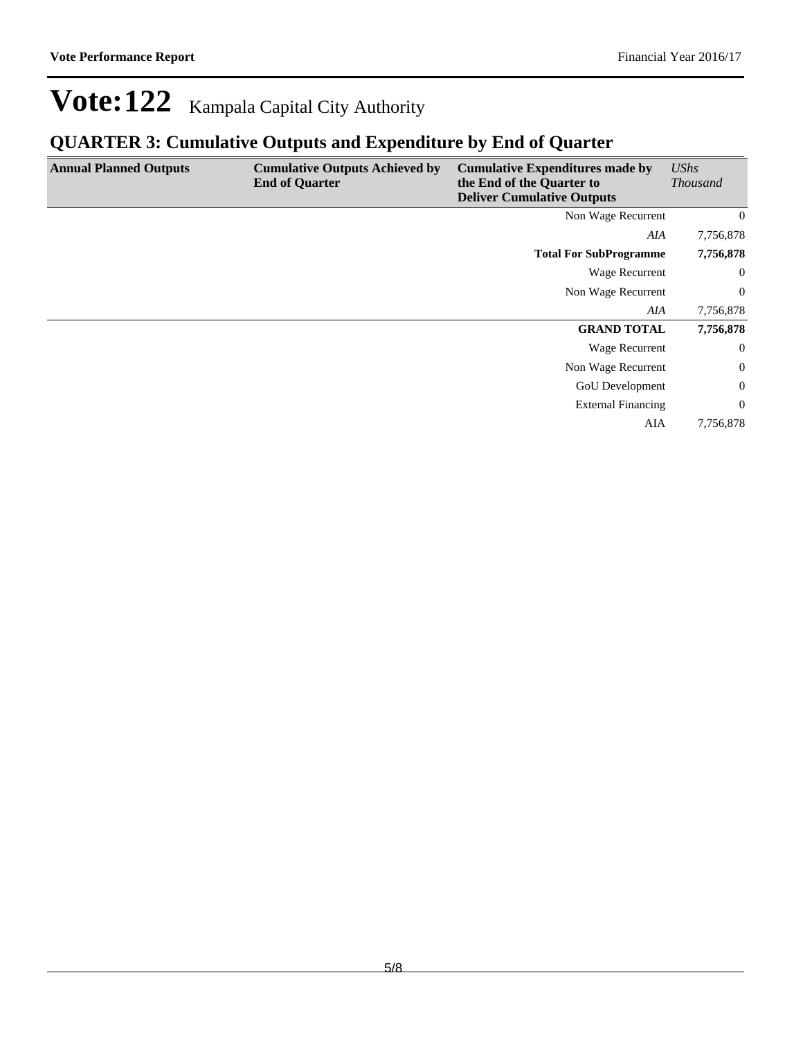# Vote:122 Kampala Capital City Authority

## QUARTER 3: Cumulative Outputs and Expenditure by End of Quarter

| Annual Planned Outputs | Cumulative Outputs Achieved by End of Quarter | Cumulative Expenditures made by the End of the Quarter to Deliver Cumulative Outputs | *UShs Thousand* |
|---|---|---|---|
| | | Non Wage Recurrent | 0 |
| | | *AIA* | 7,756,878 |
| | | **Total For SubProgramme** | **7,756,878** |
| | | Wage Recurrent | 0 |
| | | Non Wage Recurrent | 0 |
| | | *AIA* | 7,756,878 |
| | | **GRAND TOTAL** | **7,756,878** |
| | | Wage Recurrent | 0 |
| | | Non Wage Recurrent | 0 |
| | | GoU Development | 0 |
| | | External Financing | 0 |
| | | AIA | 7,756,878 |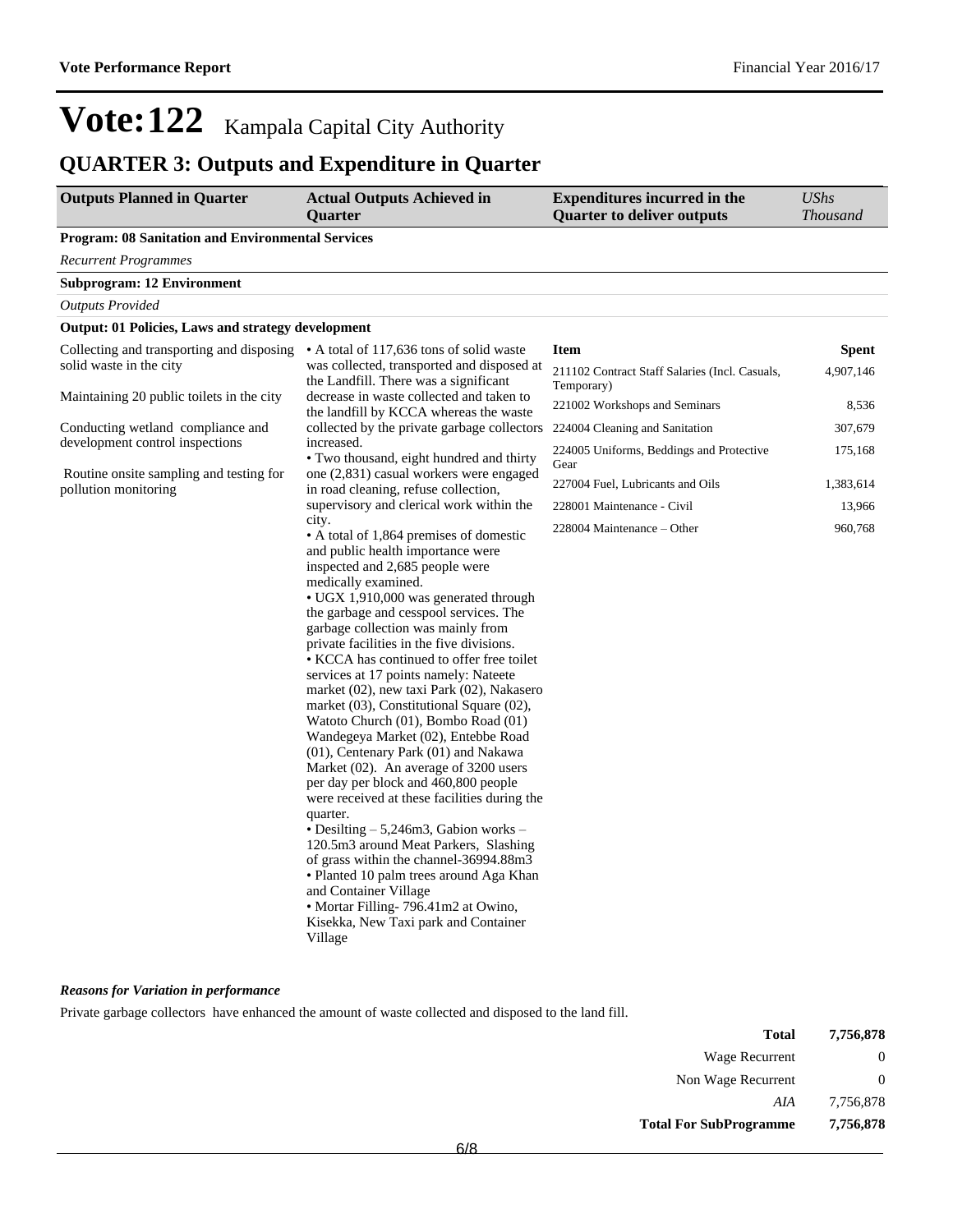# Vote:122 Kampala Capital City Authority

## QUARTER 3: Outputs and Expenditure in Quarter

| Outputs Planned in Quarter | Actual Outputs Achieved in Quarter | Expenditures incurred in the Quarter to deliver outputs | *UShs Thousand* |
|---|---|---|---|
| **Program: 08 Sanitation and Environmental Services** | | | |
| *Recurrent Programmes* | | | |
| **Subprogram: 12 Environment** | | | |
| *Outputs Provided* | | | |
| **Output: 01 Policies, Laws and strategy development** | | | |
| Collecting and transporting and disposing solid waste in the city<br><br>Maintaining 20 public toilets in the city<br><br>Conducting wetland compliance and development control inspections<br><br>Routine onsite sampling and testing for pollution monitoring | • A total of 117,636 tons of solid waste was collected, transported and disposed at the Landfill. There was a significant decrease in waste collected and taken to the landfill by KCCA whereas the waste collected by the private garbage collectors increased.<br>• Two thousand, eight hundred and thirty one (2,831) casual workers were engaged in road cleaning, refuse collection, supervisory and clerical work within the city.<br>• A total of 1,864 premises of domestic and public health importance were inspected and 2,685 people were medically examined.<br>• UGX 1,910,000 was generated through the garbage and cesspool services. The garbage collection was mainly from private facilities in the five divisions.<br>• KCCA has continued to offer free toilet services at 17 points namely: Nateete market (02), new taxi Park (02), Nakasero market (03), Constitutional Square (02), Watoto Church (01), Bombo Road (01) Wandegeya Market (02), Entebbe Road (01), Centenary Park (01) and Nakawa Market (02). An average of 3200 users per day per block and 460,800 people were received at these facilities during the quarter.<br>• Desilting – 5,246m3, Gabion works – 120.5m3 around Meat Parkers, Slashing of grass within the channel-36994.88m3<br>• Planted 10 palm trees around Aga Khan and Container Village<br>• Mortar Filling- 796.41m2 at Owino, Kisekka, New Taxi park and Container Village | **Item**<br>211102 Contract Staff Salaries (Incl. Casuals, Temporary)<br>221002 Workshops and Seminars<br>224004 Cleaning and Sanitation<br>224005 Uniforms, Beddings and Protective Gear<br>227004 Fuel, Lubricants and Oils<br>228001 Maintenance - Civil<br>228004 Maintenance – Other | **Spent**<br>4,907,146<br>8,536<br>307,679<br>175,168<br>1,383,614<br>13,966<br>960,768 |

***Reasons for Variation in performance***

Private garbage collectors have enhanced the amount of waste collected and disposed to the land fill.

| | |
|---|---|
| **Total** | **7,756,878** |
| Wage Recurrent | 0 |
| Non Wage Recurrent | 0 |
| *AIA* | 7,756,878 |
| **Total For SubProgramme** | **7,756,878** |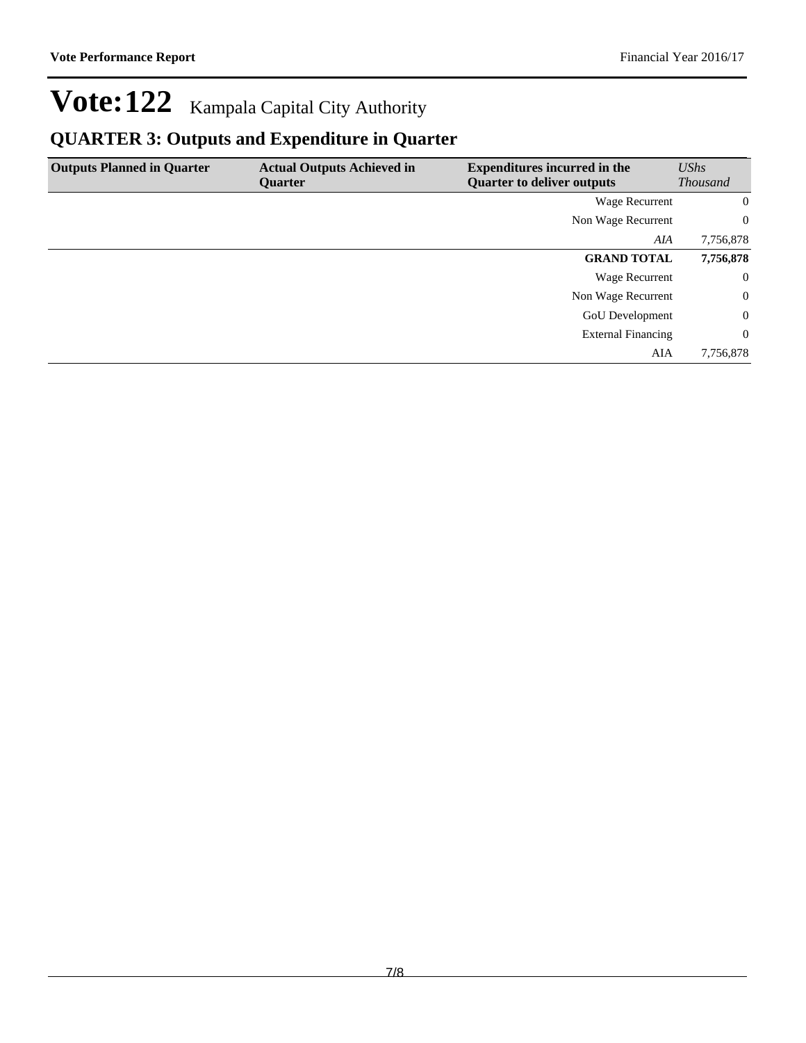# Vote:122 Kampala Capital City Authority

## QUARTER 3: Outputs and Expenditure in Quarter

| Outputs Planned in Quarter | Actual Outputs Achieved in Quarter | Expenditures incurred in the Quarter to deliver outputs | *UShs Thousand* |
|---|---|---|---|
| | | Wage Recurrent | 0 |
| | | Non Wage Recurrent | 0 |
| | | *AIA* | 7,756,878 |
| | | **GRAND TOTAL** | **7,756,878** |
| | | Wage Recurrent | 0 |
| | | Non Wage Recurrent | 0 |
| | | GoU Development | 0 |
| | | External Financing | 0 |
| | | AIA | 7,756,878 |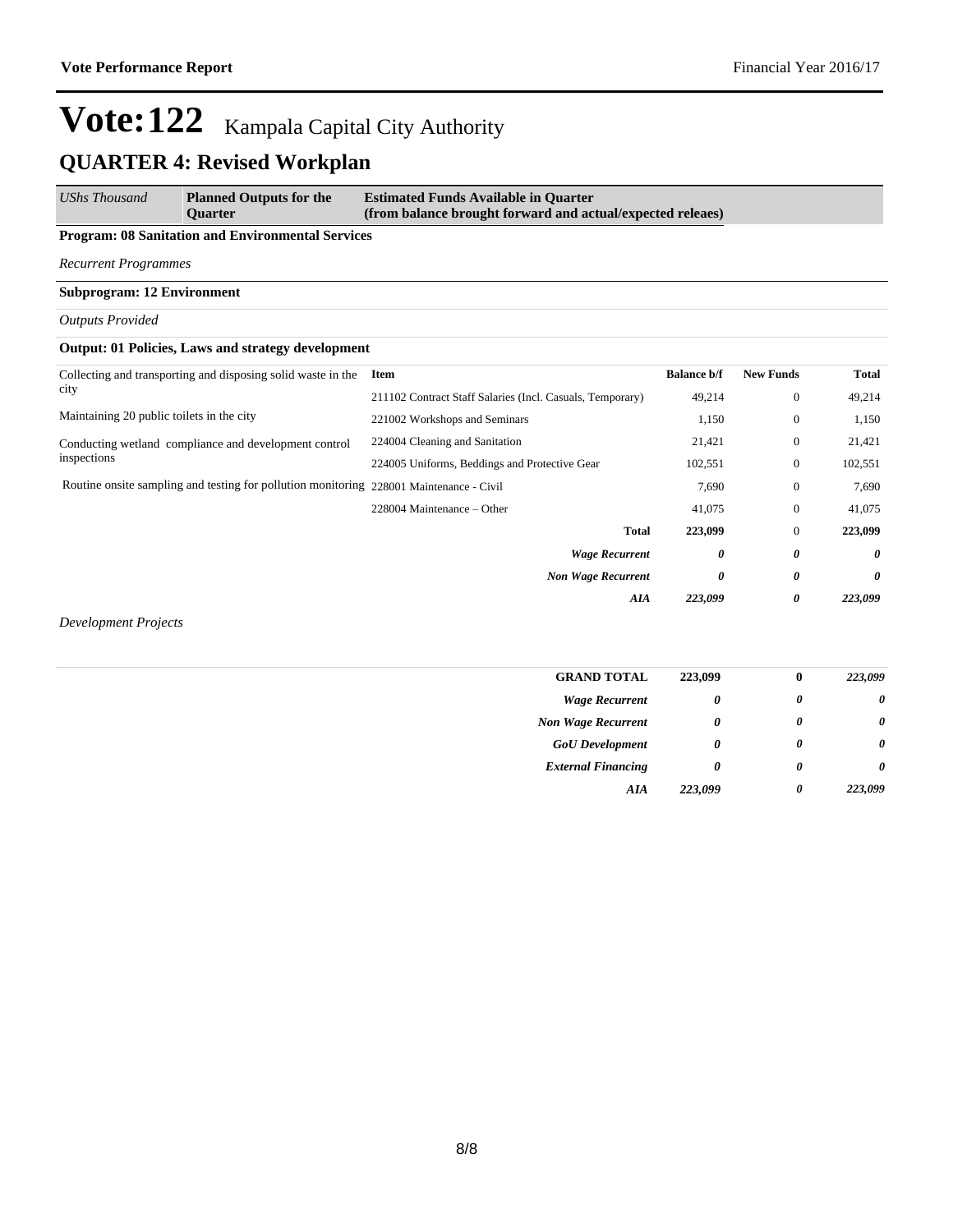# Vote:122 Kampala Capital City Authority

## QUARTER 4: Revised Workplan

| *UShs Thousand* | **Planned Outputs for the Quarter** | **Estimated Funds Available in Quarter (from balance brought forward and actual/expected releaes)** |
|---|---|---|

**Program: 08 Sanitation and Environmental Services**

*Recurrent Programmes*

**Subprogram: 12 Environment**

*Outputs Provided*

**Output: 01 Policies, Laws and strategy development**

| Planned Outputs | Item | Balance b/f | New Funds | Total |
|---|---|---|---|---|
| Collecting and transporting and disposing solid waste in the city | 211102 Contract Staff Salaries (Incl. Casuals, Temporary) | 49,214 | 0 | 49,214 |
| Maintaining 20 public toilets in the city | 221002 Workshops and Seminars | 1,150 | 0 | 1,150 |
| Conducting wetland compliance and development control inspections | 224004 Cleaning and Sanitation | 21,421 | 0 | 21,421 |
| | 224005 Uniforms, Beddings and Protective Gear | 102,551 | 0 | 102,551 |
| Routine onsite sampling and testing for pollution monitoring | 228001 Maintenance - Civil | 7,690 | 0 | 7,690 |
| | 228004 Maintenance – Other | 41,075 | 0 | 41,075 |
| | **Total** | **223,099** | 0 | **223,099** |
| | ***Wage Recurrent*** | ***0*** | ***0*** | ***0*** |
| | ***Non Wage Recurrent*** | ***0*** | ***0*** | ***0*** |
| | ***AIA*** | ***223,099*** | ***0*** | ***223,099*** |

*Development Projects*

| | | | |
|---|---|---|---|
| **GRAND TOTAL** | **223,099** | **0** | ***223,099*** |
| ***Wage Recurrent*** | ***0*** | ***0*** | ***0*** |
| ***Non Wage Recurrent*** | ***0*** | ***0*** | ***0*** |
| ***GoU Development*** | ***0*** | ***0*** | ***0*** |
| ***External Financing*** | ***0*** | ***0*** | ***0*** |
| ***AIA*** | ***223,099*** | ***0*** | ***223,099*** |